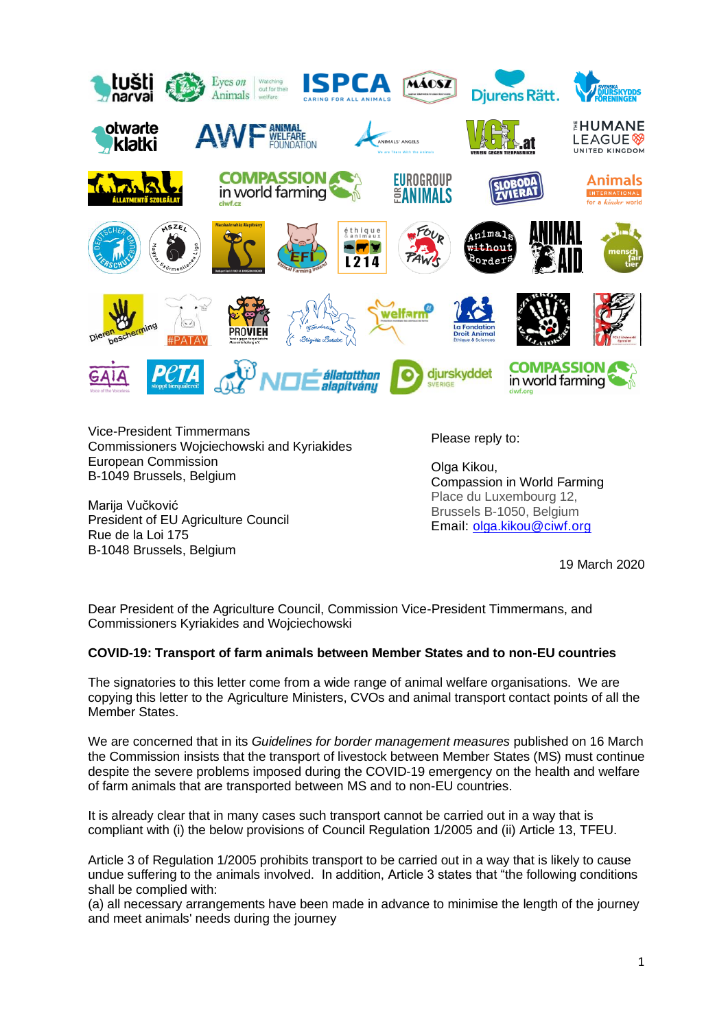Vice-President Timmermans
Commissioners Wojciechowski and Kyriakides
European Commission
B-1049 Brussels, Belgium

Marija Vučković
President of EU Agriculture Council
Rue de la Loi 175
B-1048 Brussels, Belgium

Please reply to:

Olga Kikou,
Compassion in World Farming
Place du Luxembourg 12,
Brussels B-1050, Belgium
Email: olga.kikou@ciwf.org

19 March 2020

Dear President of the Agriculture Council, Commission Vice-President Timmermans, and Commissioners Kyriakides and Wojciechowski

**COVID-19: Transport of farm animals between Member States and to non-EU countries**

The signatories to this letter come from a wide range of animal welfare organisations. We are copying this letter to the Agriculture Ministers, CVOs and animal transport contact points of all the Member States.

We are concerned that in its *Guidelines for border management measures* published on 16 March the Commission insists that the transport of livestock between Member States (MS) must continue despite the severe problems imposed during the COVID-19 emergency on the health and welfare of farm animals that are transported between MS and to non-EU countries.

It is already clear that in many cases such transport cannot be carried out in a way that is compliant with (i) the below provisions of Council Regulation 1/2005 and (ii) Article 13, TFEU.

Article 3 of Regulation 1/2005 prohibits transport to be carried out in a way that is likely to cause undue suffering to the animals involved. In addition, Article 3 states that "the following conditions shall be complied with:
(a) all necessary arrangements have been made in advance to minimise the length of the journey and meet animals' needs during the journey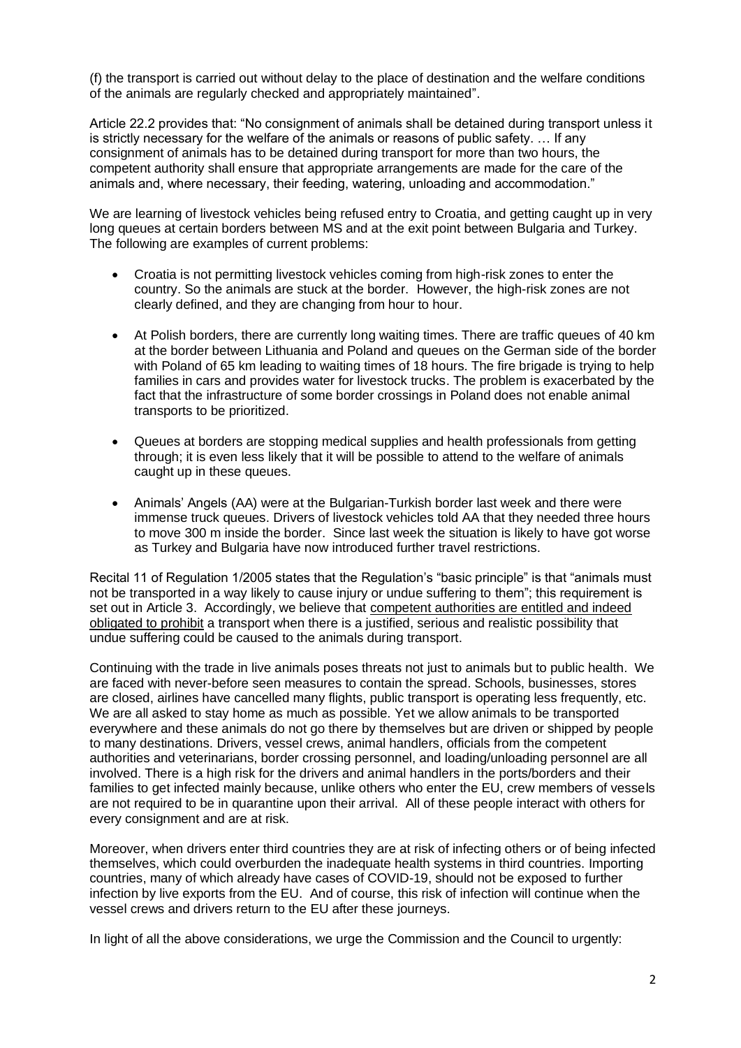(f) the transport is carried out without delay to the place of destination and the welfare conditions of the animals are regularly checked and appropriately maintained".

Article 22.2 provides that: "No consignment of animals shall be detained during transport unless it is strictly necessary for the welfare of the animals or reasons of public safety. … If any consignment of animals has to be detained during transport for more than two hours, the competent authority shall ensure that appropriate arrangements are made for the care of the animals and, where necessary, their feeding, watering, unloading and accommodation."

We are learning of livestock vehicles being refused entry to Croatia, and getting caught up in very long queues at certain borders between MS and at the exit point between Bulgaria and Turkey. The following are examples of current problems:

- Croatia is not permitting livestock vehicles coming from high-risk zones to enter the country. So the animals are stuck at the border. However, the high-risk zones are not clearly defined, and they are changing from hour to hour.
- At Polish borders, there are currently long waiting times. There are traffic queues of 40 km at the border between Lithuania and Poland and queues on the German side of the border with Poland of 65 km leading to waiting times of 18 hours. The fire brigade is trying to help families in cars and provides water for livestock trucks. The problem is exacerbated by the fact that the infrastructure of some border crossings in Poland does not enable animal transports to be prioritized.
- Queues at borders are stopping medical supplies and health professionals from getting through; it is even less likely that it will be possible to attend to the welfare of animals caught up in these queues.
- Animals' Angels (AA) were at the Bulgarian-Turkish border last week and there were immense truck queues. Drivers of livestock vehicles told AA that they needed three hours to move 300 m inside the border. Since last week the situation is likely to have got worse as Turkey and Bulgaria have now introduced further travel restrictions.

Recital 11 of Regulation 1/2005 states that the Regulation's "basic principle" is that "animals must not be transported in a way likely to cause injury or undue suffering to them"; this requirement is set out in Article 3. Accordingly, we believe that competent authorities are entitled and indeed obligated to prohibit a transport when there is a justified, serious and realistic possibility that undue suffering could be caused to the animals during transport.

Continuing with the trade in live animals poses threats not just to animals but to public health. We are faced with never-before seen measures to contain the spread. Schools, businesses, stores are closed, airlines have cancelled many flights, public transport is operating less frequently, etc. We are all asked to stay home as much as possible. Yet we allow animals to be transported everywhere and these animals do not go there by themselves but are driven or shipped by people to many destinations. Drivers, vessel crews, animal handlers, officials from the competent authorities and veterinarians, border crossing personnel, and loading/unloading personnel are all involved. There is a high risk for the drivers and animal handlers in the ports/borders and their families to get infected mainly because, unlike others who enter the EU, crew members of vessels are not required to be in quarantine upon their arrival. All of these people interact with others for every consignment and are at risk.

Moreover, when drivers enter third countries they are at risk of infecting others or of being infected themselves, which could overburden the inadequate health systems in third countries. Importing countries, many of which already have cases of COVID-19, should not be exposed to further infection by live exports from the EU. And of course, this risk of infection will continue when the vessel crews and drivers return to the EU after these journeys.

In light of all the above considerations, we urge the Commission and the Council to urgently: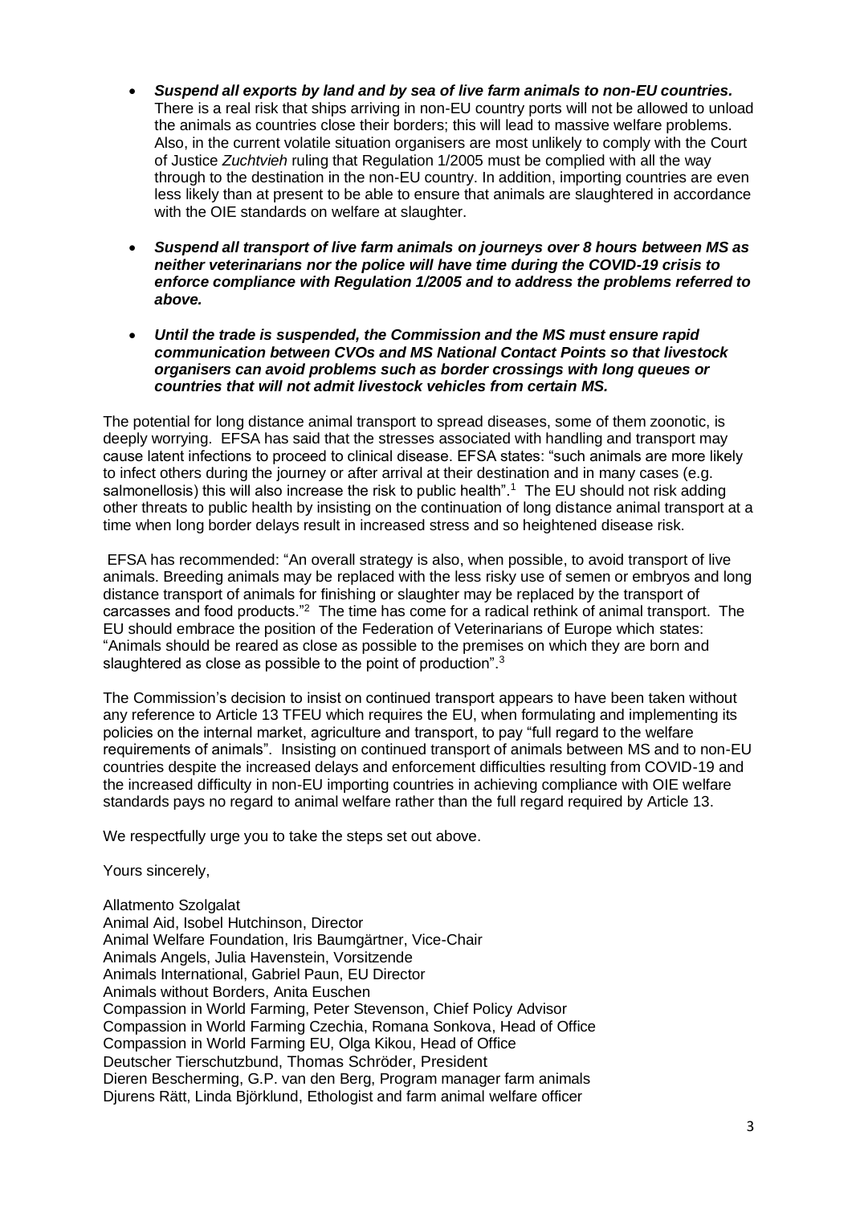- ***Suspend all exports by land and by sea of live farm animals to non-EU countries.*** There is a real risk that ships arriving in non-EU country ports will not be allowed to unload the animals as countries close their borders; this will lead to massive welfare problems. Also, in the current volatile situation organisers are most unlikely to comply with the Court of Justice *Zuchtvieh* ruling that Regulation 1/2005 must be complied with all the way through to the destination in the non-EU country. In addition, importing countries are even less likely than at present to be able to ensure that animals are slaughtered in accordance with the OIE standards on welfare at slaughter.

- ***Suspend all transport of live farm animals on journeys over 8 hours between MS as neither veterinarians nor the police will have time during the COVID-19 crisis to enforce compliance with Regulation 1/2005 and to address the problems referred to above.***

- ***Until the trade is suspended, the Commission and the MS must ensure rapid communication between CVOs and MS National Contact Points so that livestock organisers can avoid problems such as border crossings with long queues or countries that will not admit livestock vehicles from certain MS.***

The potential for long distance animal transport to spread diseases, some of them zoonotic, is deeply worrying. EFSA has said that the stresses associated with handling and transport may cause latent infections to proceed to clinical disease. EFSA states: "such animals are more likely to infect others during the journey or after arrival at their destination and in many cases (e.g. salmonellosis) this will also increase the risk to public health".[1] The EU should not risk adding other threats to public health by insisting on the continuation of long distance animal transport at a time when long border delays result in increased stress and so heightened disease risk.

EFSA has recommended: "An overall strategy is also, when possible, to avoid transport of live animals. Breeding animals may be replaced with the less risky use of semen or embryos and long distance transport of animals for finishing or slaughter may be replaced by the transport of carcasses and food products."[2] The time has come for a radical rethink of animal transport. The EU should embrace the position of the Federation of Veterinarians of Europe which states: "Animals should be reared as close as possible to the premises on which they are born and slaughtered as close as possible to the point of production".[3]

The Commission's decision to insist on continued transport appears to have been taken without any reference to Article 13 TFEU which requires the EU, when formulating and implementing its policies on the internal market, agriculture and transport, to pay "full regard to the welfare requirements of animals". Insisting on continued transport of animals between MS and to non-EU countries despite the increased delays and enforcement difficulties resulting from COVID-19 and the increased difficulty in non-EU importing countries in achieving compliance with OIE welfare standards pays no regard to animal welfare rather than the full regard required by Article 13.

We respectfully urge you to take the steps set out above.

Yours sincerely,

Allatmento Szolgalat
Animal Aid, Isobel Hutchinson, Director
Animal Welfare Foundation, Iris Baumgärtner, Vice-Chair
Animals Angels, Julia Havenstein, Vorsitzende
Animals International, Gabriel Paun, EU Director
Animals without Borders, Anita Euschen
Compassion in World Farming, Peter Stevenson, Chief Policy Advisor
Compassion in World Farming Czechia, Romana Sonkova, Head of Office
Compassion in World Farming EU, Olga Kikou, Head of Office
Deutscher Tierschutzbund, Thomas Schröder, President
Dieren Bescherming, G.P. van den Berg, Program manager farm animals
Djurens Rätt, Linda Björklund, Ethologist and farm animal welfare officer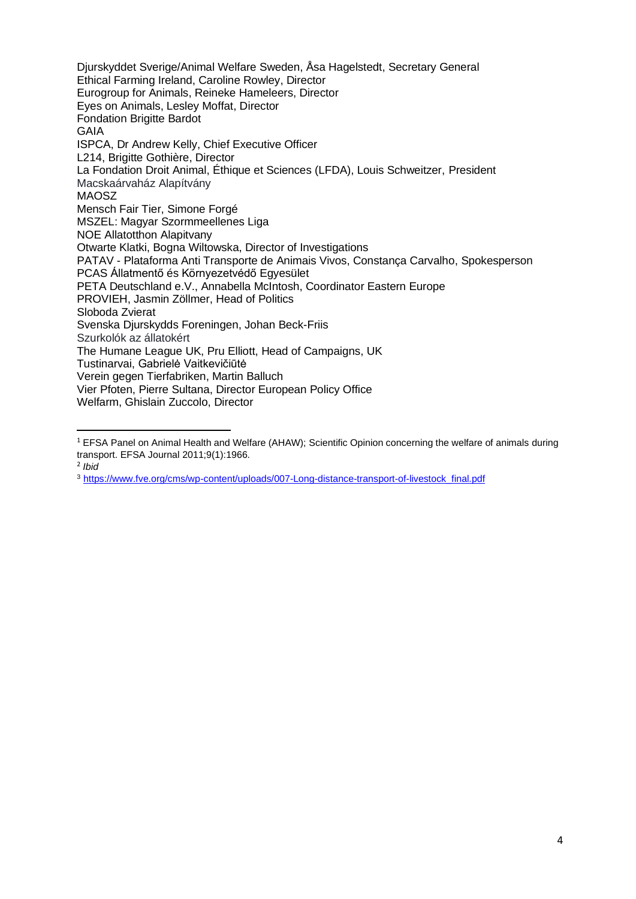Djurskyddet Sverige/Animal Welfare Sweden, Åsa Hagelstedt, Secretary General
Ethical Farming Ireland, Caroline Rowley, Director
Eurogroup for Animals, Reineke Hameleers, Director
Eyes on Animals, Lesley Moffat, Director
Fondation Brigitte Bardot
GAIA
ISPCA, Dr Andrew Kelly, Chief Executive Officer
L214, Brigitte Gothière, Director
La Fondation Droit Animal, Éthique et Sciences (LFDA), Louis Schweitzer, President
Macskaárvaház Alapítvány
MAOSZ
Mensch Fair Tier, Simone Forgé
MSZEL: Magyar Szormmeellenes Liga
NOE Allatotthon Alapitvany
Otwarte Klatki, Bogna Wiltowska, Director of Investigations
PATAV - Plataforma Anti Transporte de Animais Vivos, Constança Carvalho, Spokesperson
PCAS Állatmentő és Környezetvédő Egyesület
PETA Deutschland e.V., Annabella McIntosh, Coordinator Eastern Europe
PROVIEH, Jasmin Zöllmer, Head of Politics
Sloboda Zvierat
Svenska Djurskydds Foreningen, Johan Beck-Friis
Szurkolók az állatokért
The Humane League UK, Pru Elliott, Head of Campaigns, UK
Tustinarvai, Gabrielė Vaitkevičiūtė
Verein gegen Tierfabriken, Martin Balluch
Vier Pfoten, Pierre Sultana, Director European Policy Office
Welfarm, Ghislain Zuccolo, Director

---

[1] EFSA Panel on Animal Health and Welfare (AHAW); Scientific Opinion concerning the welfare of animals during transport. EFSA Journal 2011;9(1):1966.

[2] *Ibid*

[3] https://www.fve.org/cms/wp-content/uploads/007-Long-distance-transport-of-livestock_final.pdf